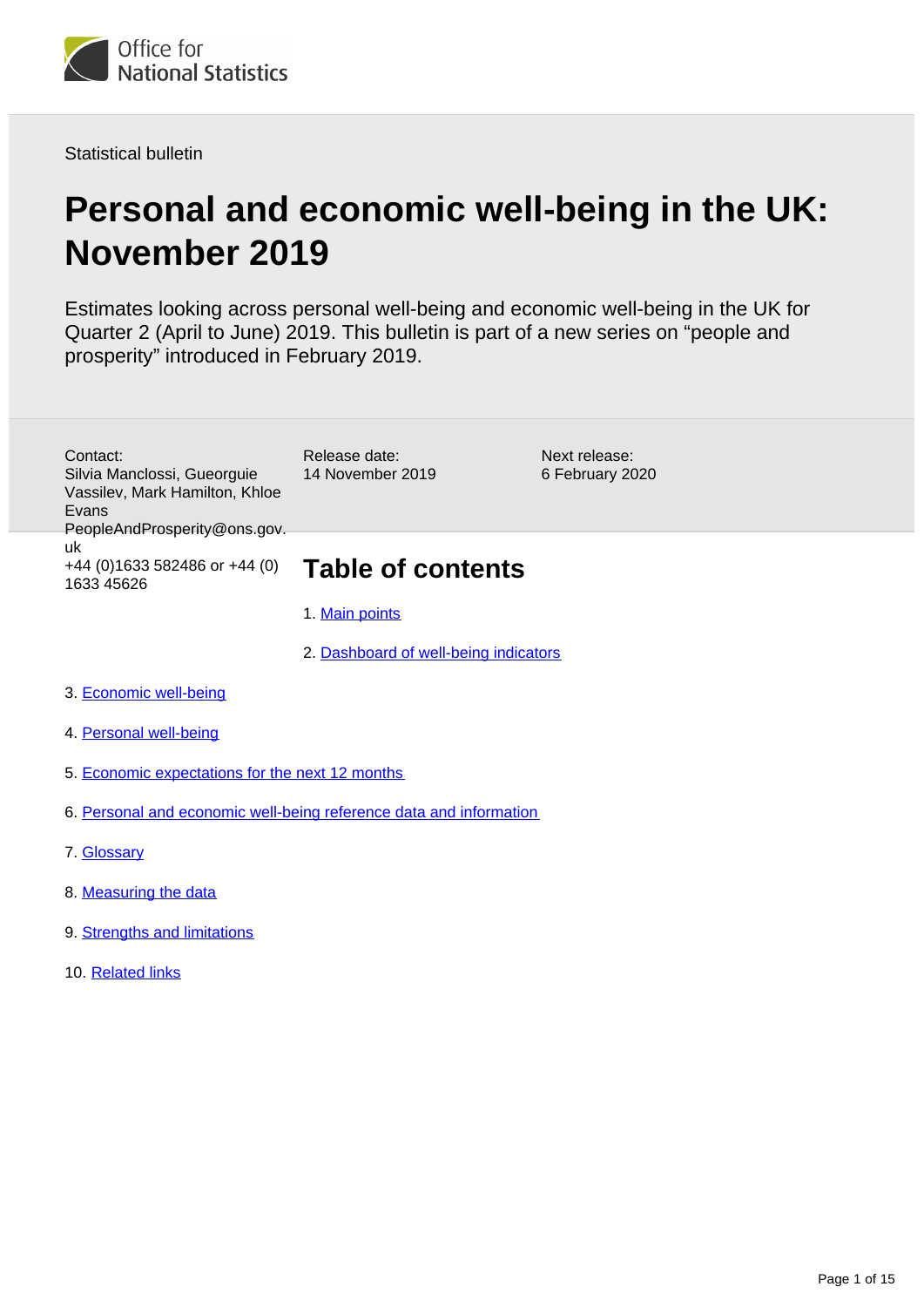Office for National Statistics

Statistical bulletin

# Personal and economic well-being in the UK: November 2019

Estimates looking across personal well-being and economic well-being in the UK for Quarter 2 (April to June) 2019. This bulletin is part of a new series on "people and prosperity" introduced in February 2019.

Contact:
Silvia Manclossi, Gueorguie Vassilev, Mark Hamilton, Khloe Evans
PeopleAndProsperity@ons.gov.uk
+44 (0)1633 582486 or +44 (0) 1633 45626

Release date:
14 November 2019

Next release:
6 February 2020

## Table of contents

1. Main points
2. Dashboard of well-being indicators
3. Economic well-being
4. Personal well-being
5. Economic expectations for the next 12 months
6. Personal and economic well-being reference data and information
7. Glossary
8. Measuring the data
9. Strengths and limitations
10. Related links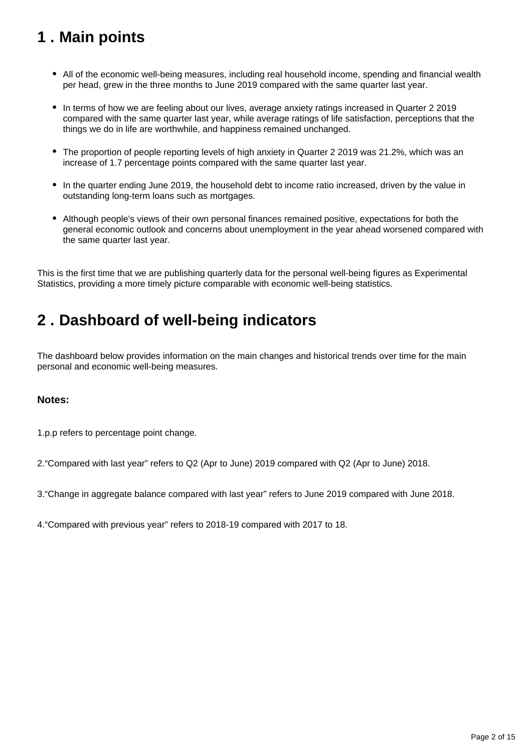## 1 . Main points

- All of the economic well-being measures, including real household income, spending and financial wealth per head, grew in the three months to June 2019 compared with the same quarter last year.
- In terms of how we are feeling about our lives, average anxiety ratings increased in Quarter 2 2019 compared with the same quarter last year, while average ratings of life satisfaction, perceptions that the things we do in life are worthwhile, and happiness remained unchanged.
- The proportion of people reporting levels of high anxiety in Quarter 2 2019 was 21.2%, which was an increase of 1.7 percentage points compared with the same quarter last year.
- In the quarter ending June 2019, the household debt to income ratio increased, driven by the value in outstanding long-term loans such as mortgages.
- Although people's views of their own personal finances remained positive, expectations for both the general economic outlook and concerns about unemployment in the year ahead worsened compared with the same quarter last year.

This is the first time that we are publishing quarterly data for the personal well-being figures as Experimental Statistics, providing a more timely picture comparable with economic well-being statistics.

## 2 . Dashboard of well-being indicators

The dashboard below provides information on the main changes and historical trends over time for the main personal and economic well-being measures.

### Notes:

1.p.p refers to percentage point change.

2."Compared with last year" refers to Q2 (Apr to June) 2019 compared with Q2 (Apr to June) 2018.

3."Change in aggregate balance compared with last year" refers to June 2019 compared with June 2018.

4."Compared with previous year" refers to 2018-19 compared with 2017 to 18.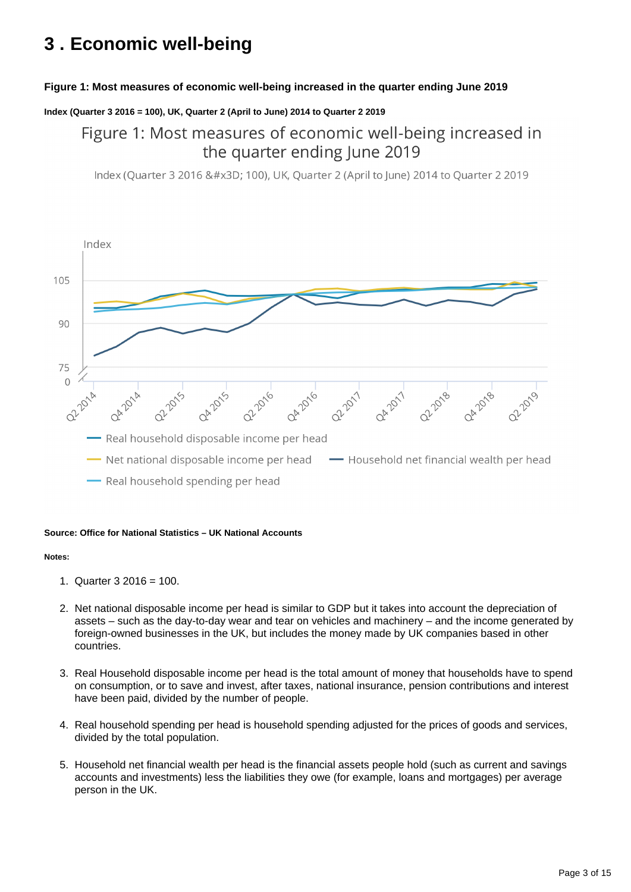# 3 . Economic well-being

**Figure 1: Most measures of economic well-being increased in the quarter ending June 2019**

**Index (Quarter 3 2016 = 100), UK, Quarter 2 (April to June) 2014 to Quarter 2 2019**

**Source: Office for National Statistics – UK National Accounts**

**Notes:**

1. Quarter 3 2016 = 100.

2. Net national disposable income per head is similar to GDP but it takes into account the depreciation of assets – such as the day-to-day wear and tear on vehicles and machinery – and the income generated by foreign-owned businesses in the UK, but includes the money made by UK companies based in other countries.

3. Real Household disposable income per head is the total amount of money that households have to spend on consumption, or to save and invest, after taxes, national insurance, pension contributions and interest have been paid, divided by the number of people.

4. Real household spending per head is household spending adjusted for the prices of goods and services, divided by the total population.

5. Household net financial wealth per head is the financial assets people hold (such as current and savings accounts and investments) less the liabilities they owe (for example, loans and mortgages) per average person in the UK.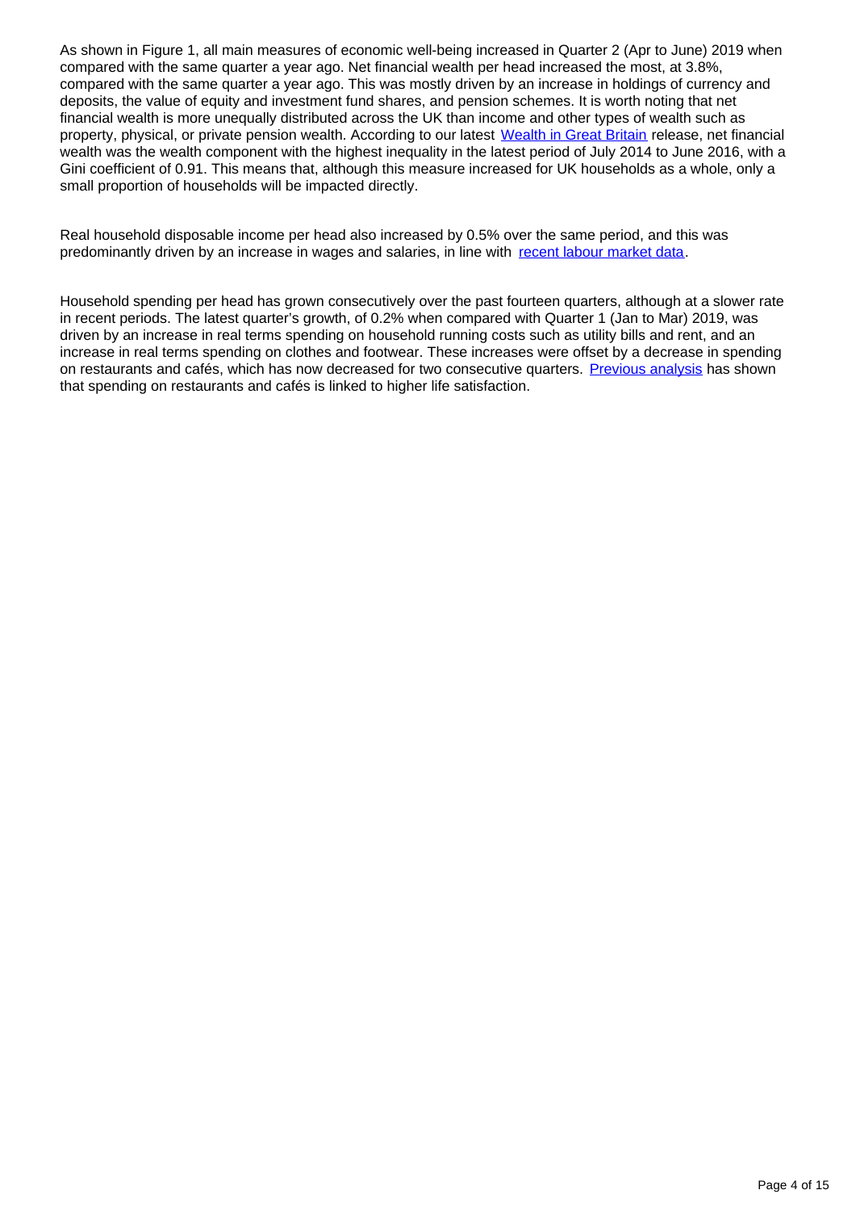As shown in Figure 1, all main measures of economic well-being increased in Quarter 2 (Apr to June) 2019 when compared with the same quarter a year ago. Net financial wealth per head increased the most, at 3.8%, compared with the same quarter a year ago. This was mostly driven by an increase in holdings of currency and deposits, the value of equity and investment fund shares, and pension schemes. It is worth noting that net financial wealth is more unequally distributed across the UK than income and other types of wealth such as property, physical, or private pension wealth. According to our latest Wealth in Great Britain release, net financial wealth was the wealth component with the highest inequality in the latest period of July 2014 to June 2016, with a Gini coefficient of 0.91. This means that, although this measure increased for UK households as a whole, only a small proportion of households will be impacted directly.

Real household disposable income per head also increased by 0.5% over the same period, and this was predominantly driven by an increase in wages and salaries, in line with recent labour market data.

Household spending per head has grown consecutively over the past fourteen quarters, although at a slower rate in recent periods. The latest quarter's growth, of 0.2% when compared with Quarter 1 (Jan to Mar) 2019, was driven by an increase in real terms spending on household running costs such as utility bills and rent, and an increase in real terms spending on clothes and footwear. These increases were offset by a decrease in spending on restaurants and cafés, which has now decreased for two consecutive quarters. Previous analysis has shown that spending on restaurants and cafés is linked to higher life satisfaction.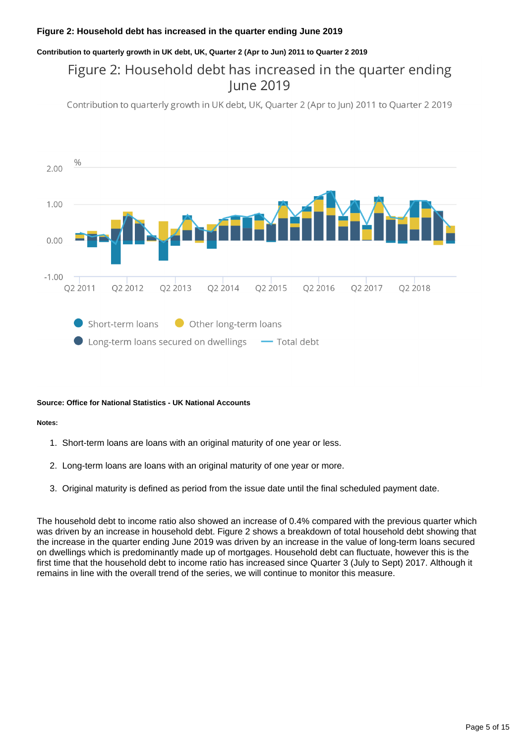**Figure 2: Household debt has increased in the quarter ending June 2019**

**Contribution to quarterly growth in UK debt, UK, Quarter 2 (Apr to Jun) 2011 to Quarter 2 2019**

**Source: Office for National Statistics - UK National Accounts**

**Notes:**

1. Short-term loans are loans with an original maturity of one year or less.
2. Long-term loans are loans with an original maturity of one year or more.
3. Original maturity is defined as period from the issue date until the final scheduled payment date.

The household debt to income ratio also showed an increase of 0.4% compared with the previous quarter which was driven by an increase in household debt. Figure 2 shows a breakdown of total household debt showing that the increase in the quarter ending June 2019 was driven by an increase in the value of long-term loans secured on dwellings which is predominantly made up of mortgages. Household debt can fluctuate, however this is the first time that the household debt to income ratio has increased since Quarter 3 (July to Sept) 2017. Although it remains in line with the overall trend of the series, we will continue to monitor this measure.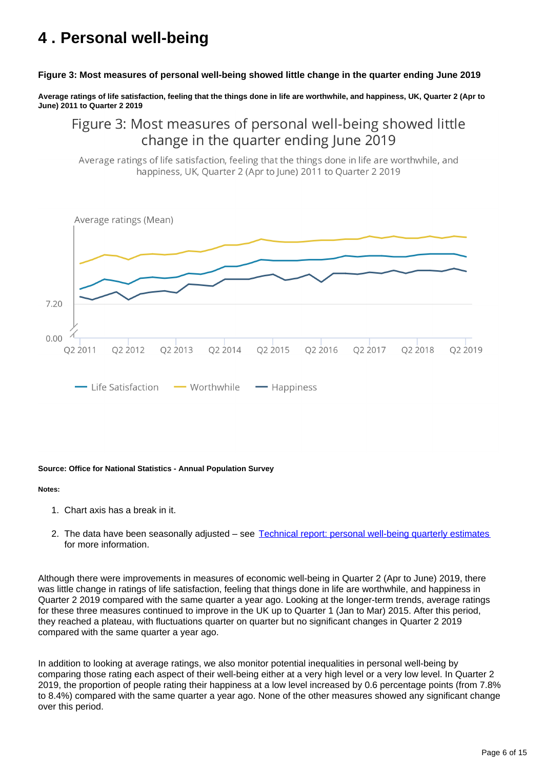# 4 . Personal well-being

**Figure 3: Most measures of personal well-being showed little change in the quarter ending June 2019**

**Average ratings of life satisfaction, feeling that the things done in life are worthwhile, and happiness, UK, Quarter 2 (Apr to June) 2011 to Quarter 2 2019**

Figure 3: Most measures of personal well-being showed little change in the quarter ending June 2019

Average ratings of life satisfaction, feeling that the things done in life are worthwhile, and happiness, UK, Quarter 2 (Apr to June) 2011 to Quarter 2 2019

Average ratings (Mean)

7.20

0.00

Q2 2011 Q2 2012 Q2 2013 Q2 2014 Q2 2015 Q2 2016 Q2 2017 Q2 2018 Q2 2019

Life Satisfaction Worthwhile Happiness

**Source: Office for National Statistics - Annual Population Survey**

**Notes:**

1. Chart axis has a break in it.

2. The data have been seasonally adjusted – see [Technical report: personal well-being quarterly estimates](#) for more information.

Although there were improvements in measures of economic well-being in Quarter 2 (Apr to June) 2019, there was little change in ratings of life satisfaction, feeling that things done in life are worthwhile, and happiness in Quarter 2 2019 compared with the same quarter a year ago. Looking at the longer-term trends, average ratings for these three measures continued to improve in the UK up to Quarter 1 (Jan to Mar) 2015. After this period, they reached a plateau, with fluctuations quarter on quarter but no significant changes in Quarter 2 2019 compared with the same quarter a year ago.

In addition to looking at average ratings, we also monitor potential inequalities in personal well-being by comparing those rating each aspect of their well-being either at a very high level or a very low level. In Quarter 2 2019, the proportion of people rating their happiness at a low level increased by 0.6 percentage points (from 7.8% to 8.4%) compared with the same quarter a year ago. None of the other measures showed any significant change over this period.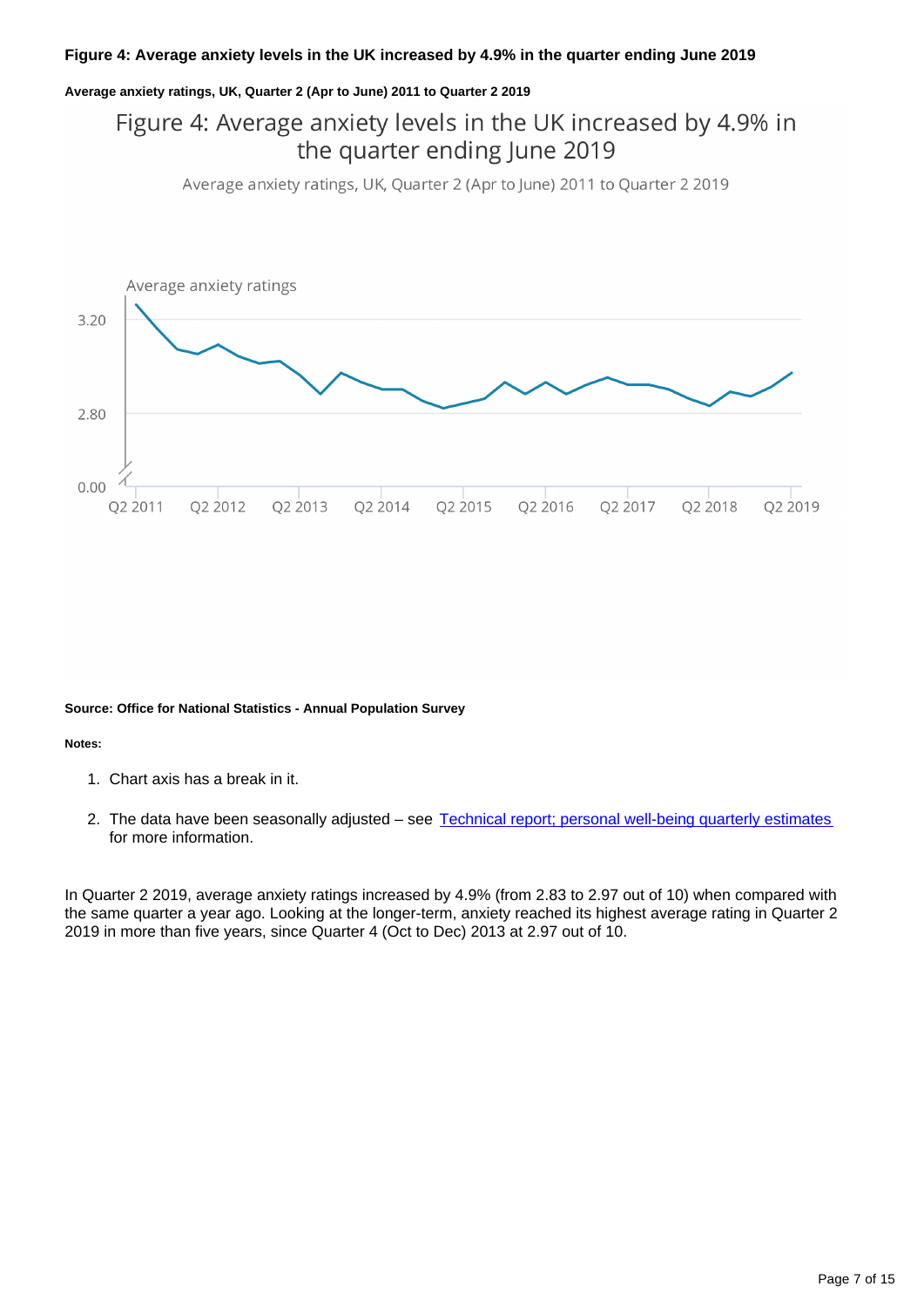**Figure 4: Average anxiety levels in the UK increased by 4.9% in the quarter ending June 2019**

**Average anxiety ratings, UK, Quarter 2 (Apr to June) 2011 to Quarter 2 2019**

Figure 4: Average anxiety levels in the UK increased by 4.9% in the quarter ending June 2019

Average anxiety ratings, UK, Quarter 2 (Apr to June) 2011 to Quarter 2 2019

**Source: Office for National Statistics - Annual Population Survey**

**Notes:**

1. Chart axis has a break in it.
2. The data have been seasonally adjusted – see Technical report; personal well-being quarterly estimates for more information.

In Quarter 2 2019, average anxiety ratings increased by 4.9% (from 2.83 to 2.97 out of 10) when compared with the same quarter a year ago. Looking at the longer-term, anxiety reached its highest average rating in Quarter 2 2019 in more than five years, since Quarter 4 (Oct to Dec) 2013 at 2.97 out of 10.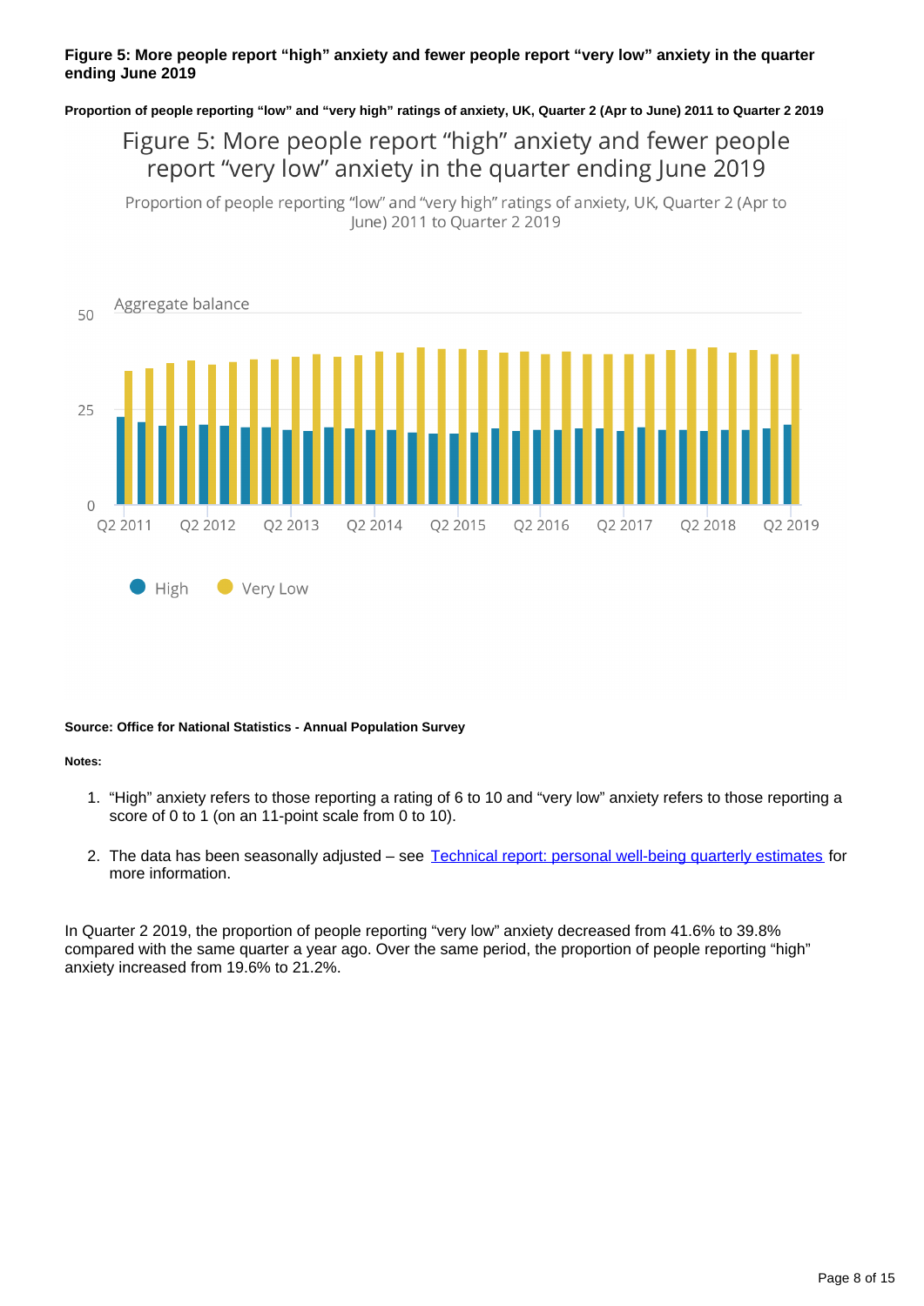**Figure 5: More people report "high" anxiety and fewer people report "very low" anxiety in the quarter ending June 2019**

**Proportion of people reporting "low" and "very high" ratings of anxiety, UK, Quarter 2 (Apr to June) 2011 to Quarter 2 2019**

Figure 5: More people report "high" anxiety and fewer people report "very low" anxiety in the quarter ending June 2019

Proportion of people reporting "low" and "very high" ratings of anxiety, UK, Quarter 2 (Apr to June) 2011 to Quarter 2 2019

Aggregate balance

High Very Low

**Source: Office for National Statistics - Annual Population Survey**

**Notes:**

1. "High" anxiety refers to those reporting a rating of 6 to 10 and "very low" anxiety refers to those reporting a score of 0 to 1 (on an 11-point scale from 0 to 10).
2. The data has been seasonally adjusted – see [Technical report: personal well-being quarterly estimates](#) for more information.

In Quarter 2 2019, the proportion of people reporting "very low" anxiety decreased from 41.6% to 39.8% compared with the same quarter a year ago. Over the same period, the proportion of people reporting "high" anxiety increased from 19.6% to 21.2%.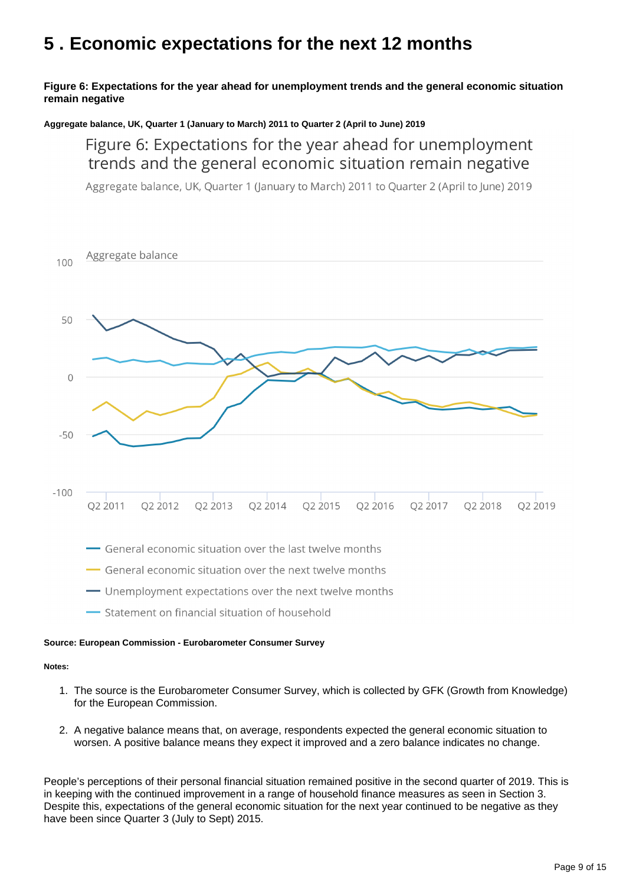# 5 . Economic expectations for the next 12 months

**Figure 6: Expectations for the year ahead for unemployment trends and the general economic situation remain negative**

**Aggregate balance, UK, Quarter 1 (January to March) 2011 to Quarter 2 (April to June) 2019**

**Source: European Commission - Eurobarometer Consumer Survey**

**Notes:**

1. The source is the Eurobarometer Consumer Survey, which is collected by GFK (Growth from Knowledge) for the European Commission.

2. A negative balance means that, on average, respondents expected the general economic situation to worsen. A positive balance means they expect it improved and a zero balance indicates no change.

People's perceptions of their personal financial situation remained positive in the second quarter of 2019. This is in keeping with the continued improvement in a range of household finance measures as seen in Section 3. Despite this, expectations of the general economic situation for the next year continued to be negative as they have been since Quarter 3 (July to Sept) 2015.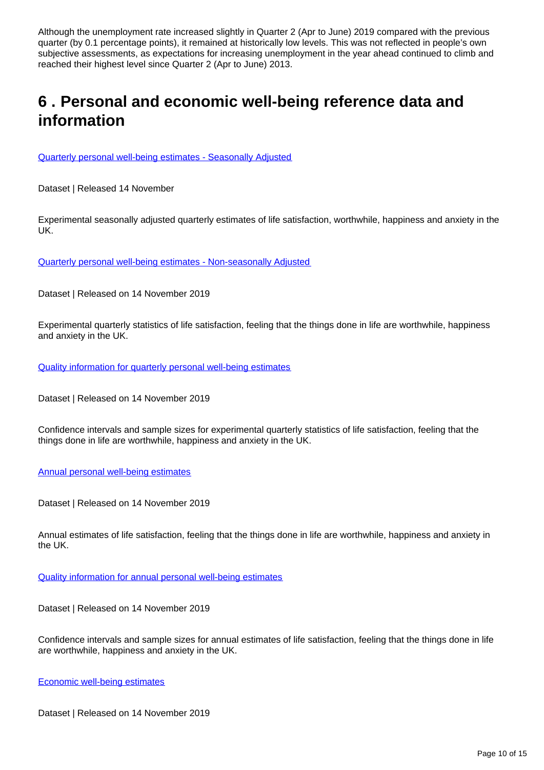Although the unemployment rate increased slightly in Quarter 2 (Apr to June) 2019 compared with the previous quarter (by 0.1 percentage points), it remained at historically low levels. This was not reflected in people's own subjective assessments, as expectations for increasing unemployment in the year ahead continued to climb and reached their highest level since Quarter 2 (Apr to June) 2013.

## 6 . Personal and economic well-being reference data and information

Quarterly personal well-being estimates - Seasonally Adjusted

Dataset | Released 14 November

Experimental seasonally adjusted quarterly estimates of life satisfaction, worthwhile, happiness and anxiety in the UK.

Quarterly personal well-being estimates - Non-seasonally Adjusted

Dataset | Released on 14 November 2019

Experimental quarterly statistics of life satisfaction, feeling that the things done in life are worthwhile, happiness and anxiety in the UK.

Quality information for quarterly personal well-being estimates

Dataset | Released on 14 November 2019

Confidence intervals and sample sizes for experimental quarterly statistics of life satisfaction, feeling that the things done in life are worthwhile, happiness and anxiety in the UK.

Annual personal well-being estimates

Dataset | Released on 14 November 2019

Annual estimates of life satisfaction, feeling that the things done in life are worthwhile, happiness and anxiety in the UK.

Quality information for annual personal well-being estimates

Dataset | Released on 14 November 2019

Confidence intervals and sample sizes for annual estimates of life satisfaction, feeling that the things done in life are worthwhile, happiness and anxiety in the UK.

Economic well-being estimates

Dataset | Released on 14 November 2019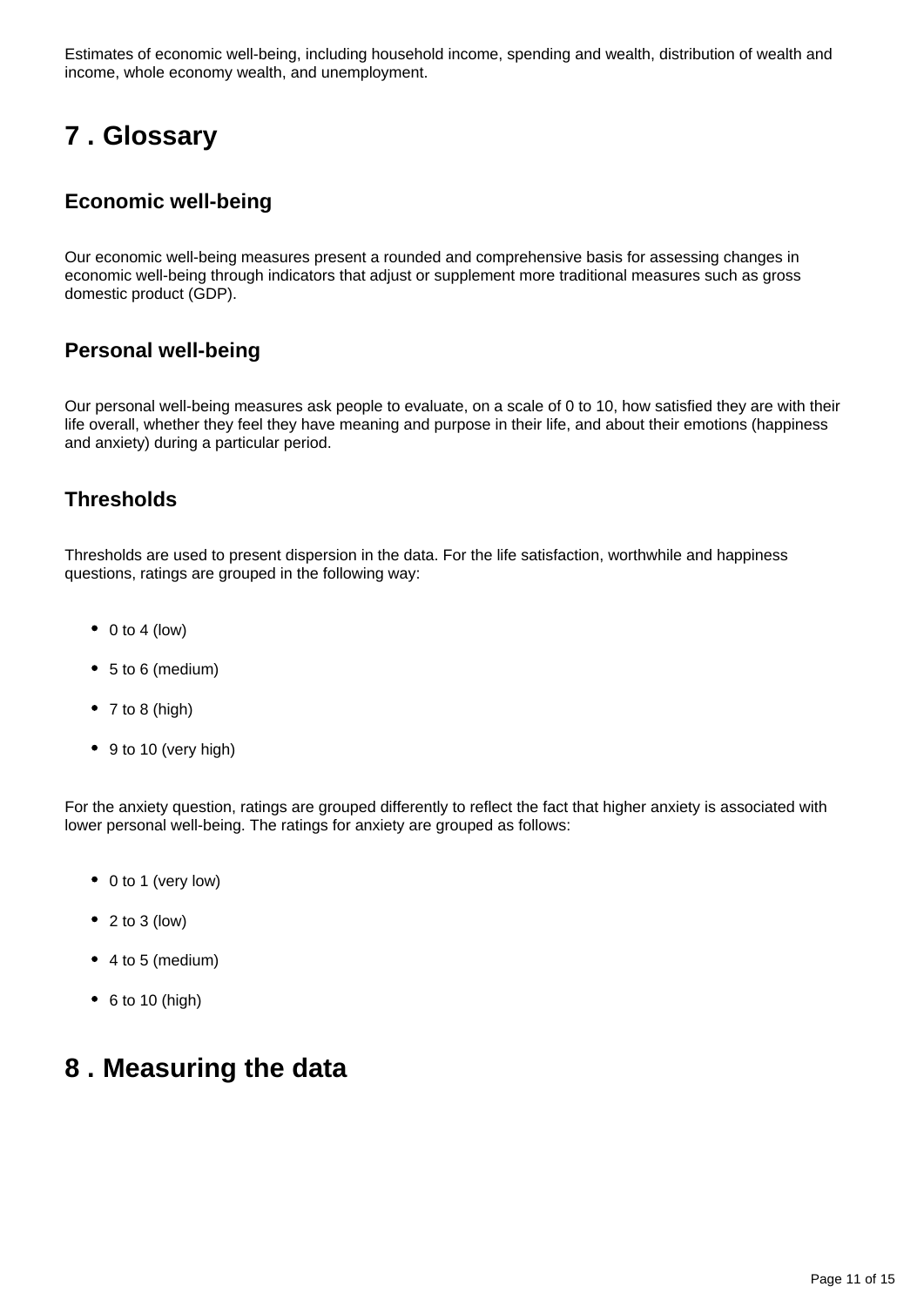Estimates of economic well-being, including household income, spending and wealth, distribution of wealth and income, whole economy wealth, and unemployment.

## 7 . Glossary

### Economic well-being

Our economic well-being measures present a rounded and comprehensive basis for assessing changes in economic well-being through indicators that adjust or supplement more traditional measures such as gross domestic product (GDP).

### Personal well-being

Our personal well-being measures ask people to evaluate, on a scale of 0 to 10, how satisfied they are with their life overall, whether they feel they have meaning and purpose in their life, and about their emotions (happiness and anxiety) during a particular period.

### Thresholds

Thresholds are used to present dispersion in the data. For the life satisfaction, worthwhile and happiness questions, ratings are grouped in the following way:

- 0 to 4 (low)
- 5 to 6 (medium)
- 7 to 8 (high)
- 9 to 10 (very high)

For the anxiety question, ratings are grouped differently to reflect the fact that higher anxiety is associated with lower personal well-being. The ratings for anxiety are grouped as follows:

- 0 to 1 (very low)
- 2 to 3 (low)
- 4 to 5 (medium)
- 6 to 10 (high)

## 8 . Measuring the data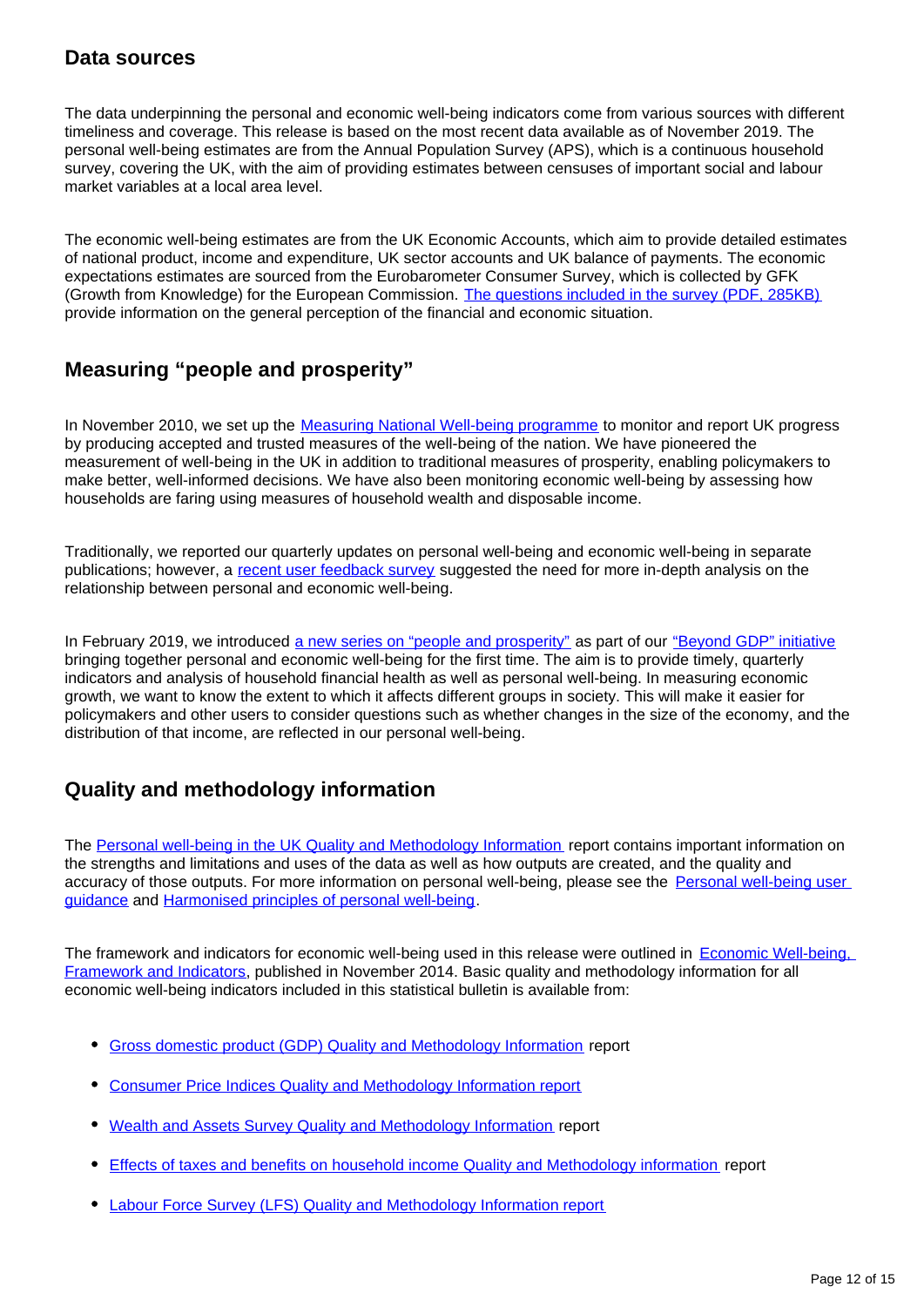## Data sources

The data underpinning the personal and economic well-being indicators come from various sources with different timeliness and coverage. This release is based on the most recent data available as of November 2019. The personal well-being estimates are from the Annual Population Survey (APS), which is a continuous household survey, covering the UK, with the aim of providing estimates between censuses of important social and labour market variables at a local area level.

The economic well-being estimates are from the UK Economic Accounts, which aim to provide detailed estimates of national product, income and expenditure, UK sector accounts and UK balance of payments. The economic expectations estimates are sourced from the Eurobarometer Consumer Survey, which is collected by GFK (Growth from Knowledge) for the European Commission. [The questions included in the survey (PDF, 285KB)] provide information on the general perception of the financial and economic situation.

## Measuring "people and prosperity"

In November 2010, we set up the [Measuring National Well-being programme] to monitor and report UK progress by producing accepted and trusted measures of the well-being of the nation. We have pioneered the measurement of well-being in the UK in addition to traditional measures of prosperity, enabling policymakers to make better, well-informed decisions. We have also been monitoring economic well-being by assessing how households are faring using measures of household wealth and disposable income.

Traditionally, we reported our quarterly updates on personal well-being and economic well-being in separate publications; however, a [recent user feedback survey] suggested the need for more in-depth analysis on the relationship between personal and economic well-being.

In February 2019, we introduced [a new series on "people and prosperity"] as part of our ["Beyond GDP" initiative] bringing together personal and economic well-being for the first time. The aim is to provide timely, quarterly indicators and analysis of household financial health as well as personal well-being. In measuring economic growth, we want to know the extent to which it affects different groups in society. This will make it easier for policymakers and other users to consider questions such as whether changes in the size of the economy, and the distribution of that income, are reflected in our personal well-being.

## Quality and methodology information

The [Personal well-being in the UK Quality and Methodology Information] report contains important information on the strengths and limitations and uses of the data as well as how outputs are created, and the quality and accuracy of those outputs. For more information on personal well-being, please see the [Personal well-being user guidance] and [Harmonised principles of personal well-being].

The framework and indicators for economic well-being used in this release were outlined in [Economic Well-being, Framework and Indicators], published in November 2014. Basic quality and methodology information for all economic well-being indicators included in this statistical bulletin is available from:

- [Gross domestic product (GDP) Quality and Methodology Information] report
- [Consumer Price Indices Quality and Methodology Information report]
- [Wealth and Assets Survey Quality and Methodology Information] report
- [Effects of taxes and benefits on household income Quality and Methodology information] report
- [Labour Force Survey (LFS) Quality and Methodology Information report]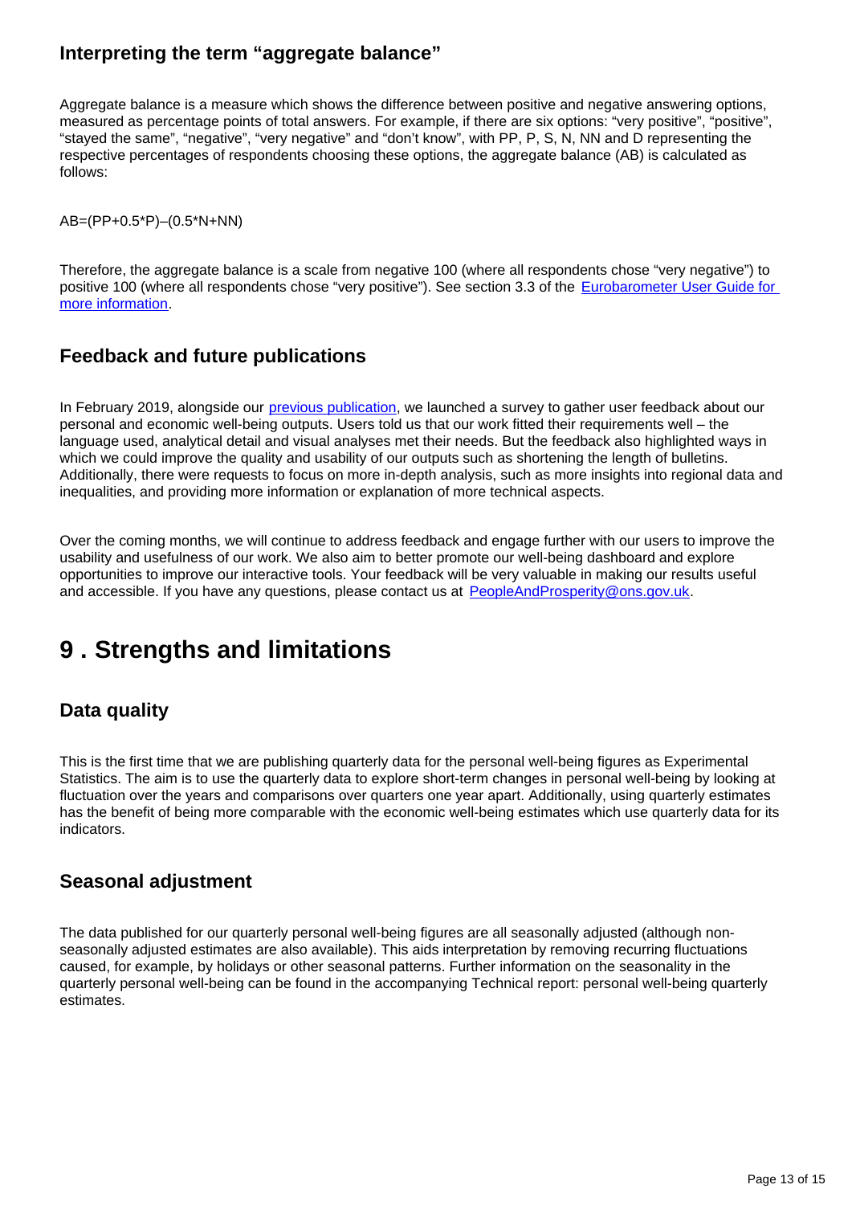### Interpreting the term “aggregate balance”

Aggregate balance is a measure which shows the difference between positive and negative answering options, measured as percentage points of total answers. For example, if there are six options: “very positive”, “positive”, “stayed the same”, “negative”, “very negative” and “don’t know”, with PP, P, S, N, NN and D representing the respective percentages of respondents choosing these options, the aggregate balance (AB) is calculated as follows:

$$AB=(PP+0.5*P)-(0.5*N+NN)$$

Therefore, the aggregate balance is a scale from negative 100 (where all respondents chose “very negative”) to positive 100 (where all respondents chose “very positive”). See section 3.3 of the [Eurobarometer User Guide for more information](#).

### Feedback and future publications

In February 2019, alongside our [previous publication](#), we launched a survey to gather user feedback about our personal and economic well-being outputs. Users told us that our work fitted their requirements well – the language used, analytical detail and visual analyses met their needs. But the feedback also highlighted ways in which we could improve the quality and usability of our outputs such as shortening the length of bulletins. Additionally, there were requests to focus on more in-depth analysis, such as more insights into regional data and inequalities, and providing more information or explanation of more technical aspects.

Over the coming months, we will continue to address feedback and engage further with our users to improve the usability and usefulness of our work. We also aim to better promote our well-being dashboard and explore opportunities to improve our interactive tools. Your feedback will be very valuable in making our results useful and accessible. If you have any questions, please contact us at [PeopleAndProsperity@ons.gov.uk](mailto:PeopleAndProsperity@ons.gov.uk).

## 9 . Strengths and limitations

### Data quality

This is the first time that we are publishing quarterly data for the personal well-being figures as Experimental Statistics. The aim is to use the quarterly data to explore short-term changes in personal well-being by looking at fluctuation over the years and comparisons over quarters one year apart. Additionally, using quarterly estimates has the benefit of being more comparable with the economic well-being estimates which use quarterly data for its indicators.

### Seasonal adjustment

The data published for our quarterly personal well-being figures are all seasonally adjusted (although non-seasonally adjusted estimates are also available). This aids interpretation by removing recurring fluctuations caused, for example, by holidays or other seasonal patterns. Further information on the seasonality in the quarterly personal well-being can be found in the accompanying Technical report: personal well-being quarterly estimates.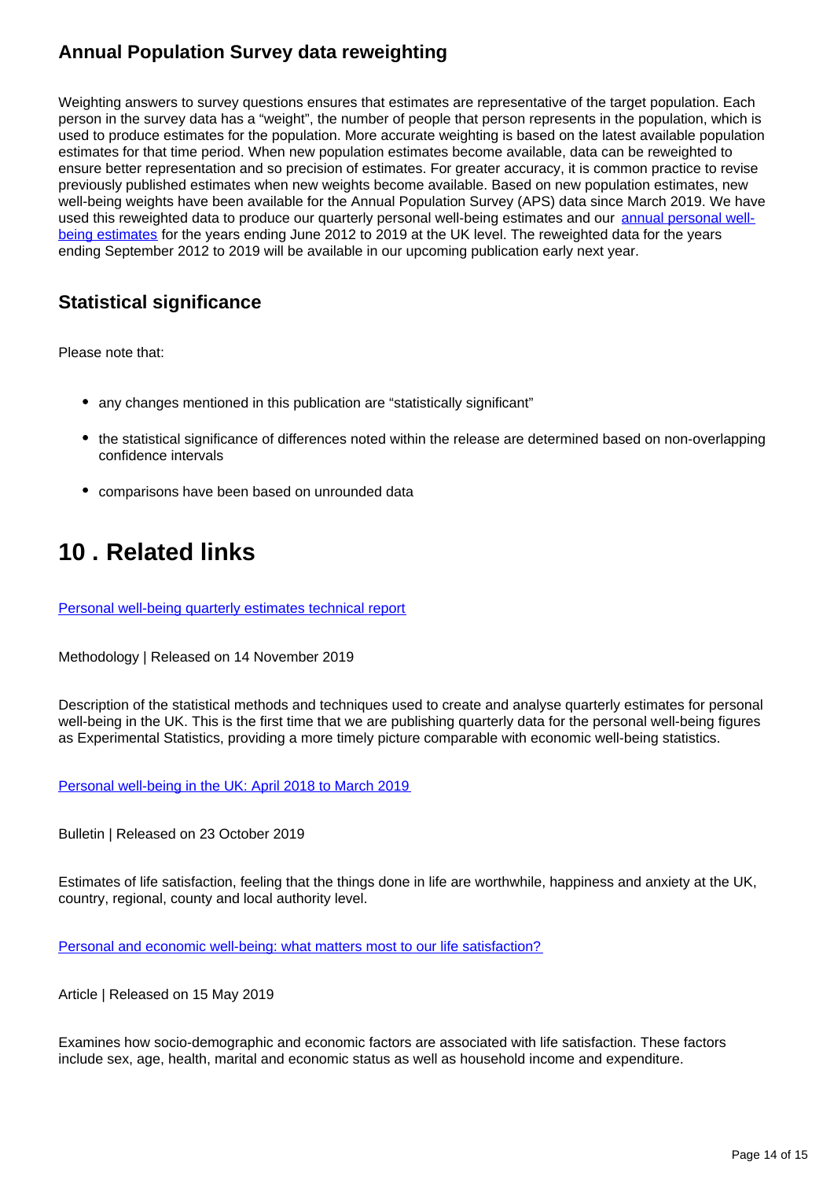### Annual Population Survey data reweighting

Weighting answers to survey questions ensures that estimates are representative of the target population. Each person in the survey data has a "weight", the number of people that person represents in the population, which is used to produce estimates for the population. More accurate weighting is based on the latest available population estimates for that time period. When new population estimates become available, data can be reweighted to ensure better representation and so precision of estimates. For greater accuracy, it is common practice to revise previously published estimates when new weights become available. Based on new population estimates, new well-being weights have been available for the Annual Population Survey (APS) data since March 2019. We have used this reweighted data to produce our quarterly personal well-being estimates and our annual personal well-being estimates for the years ending June 2012 to 2019 at the UK level. The reweighted data for the years ending September 2012 to 2019 will be available in our upcoming publication early next year.

### Statistical significance

Please note that:

- any changes mentioned in this publication are "statistically significant"
- the statistical significance of differences noted within the release are determined based on non-overlapping confidence intervals
- comparisons have been based on unrounded data

## 10 . Related links

Personal well-being quarterly estimates technical report

Methodology | Released on 14 November 2019

Description of the statistical methods and techniques used to create and analyse quarterly estimates for personal well-being in the UK. This is the first time that we are publishing quarterly data for the personal well-being figures as Experimental Statistics, providing a more timely picture comparable with economic well-being statistics.

Personal well-being in the UK: April 2018 to March 2019

Bulletin | Released on 23 October 2019

Estimates of life satisfaction, feeling that the things done in life are worthwhile, happiness and anxiety at the UK, country, regional, county and local authority level.

Personal and economic well-being: what matters most to our life satisfaction?

Article | Released on 15 May 2019

Examines how socio-demographic and economic factors are associated with life satisfaction. These factors include sex, age, health, marital and economic status as well as household income and expenditure.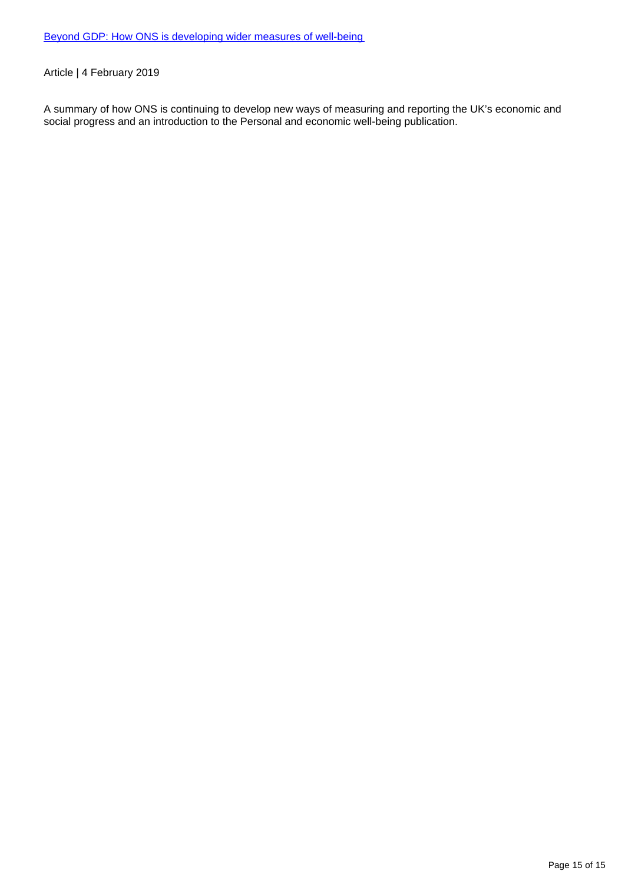[Beyond GDP: How ONS is developing wider measures of well-being]

Article | 4 February 2019

A summary of how ONS is continuing to develop new ways of measuring and reporting the UK's economic and social progress and an introduction to the Personal and economic well-being publication.